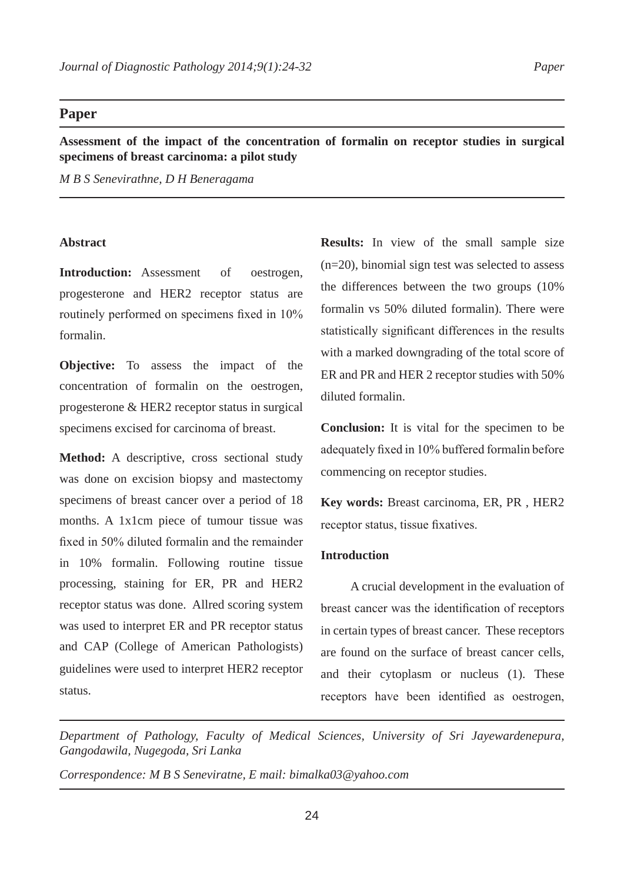## Paper

**Assessment of the impact of the concentration of formalin on receptor studies in surgical specimens of breast carcinoma: a pilot study**

*M B S Senevirathne, D H Beneragama*

### Abstract

**Introduction:** Assessment of oestrogen, progesterone and HER2 receptor status are routinely performed on specimens fixed in 10% formalin.

**Objective:** To assess the impact of the concentration of formalin on the oestrogen, progesterone & HER2 receptor status in surgical specimens excised for carcinoma of breast.

**Method:** A descriptive, cross sectional study was done on excision biopsy and mastectomy specimens of breast cancer over a period of 18 months. A 1x1cm piece of tumour tissue was fixed in 50% diluted formalin and the remainder in 10% formalin. Following routine tissue processing, staining for ER, PR and HER2 receptor status was done. Allred scoring system was used to interpret ER and PR receptor status and CAP (College of American Pathologists) guidelines were used to interpret HER2 receptor status.

**Results:** In view of the small sample size (n=20), binomial sign test was selected to assess the differences between the two groups (10% formalin vs 50% diluted formalin). There were statistically significant differences in the results with a marked downgrading of the total score of ER and PR and HER 2 receptor studies with 50% diluted formalin.

**Conclusion:** It is vital for the specimen to be adequately fixed in 10% buffered formalin before commencing on receptor studies.

**Key words:** Breast carcinoma, ER, PR , HER2 receptor status, tissue fixatives.

### Introduction

A crucial development in the evaluation of breast cancer was the identification of receptors in certain types of breast cancer. These receptors are found on the surface of breast cancer cells, and their cytoplasm or nucleus (1). These receptors have been identified as oestrogen,

*Department of Pathology, Faculty of Medical Sciences, University of Sri Jayewardenepura, Gangodawila, Nugegoda, Sri Lanka*

*Correspondence: M B S Seneviratne, E mail: bimalka03@yahoo.com*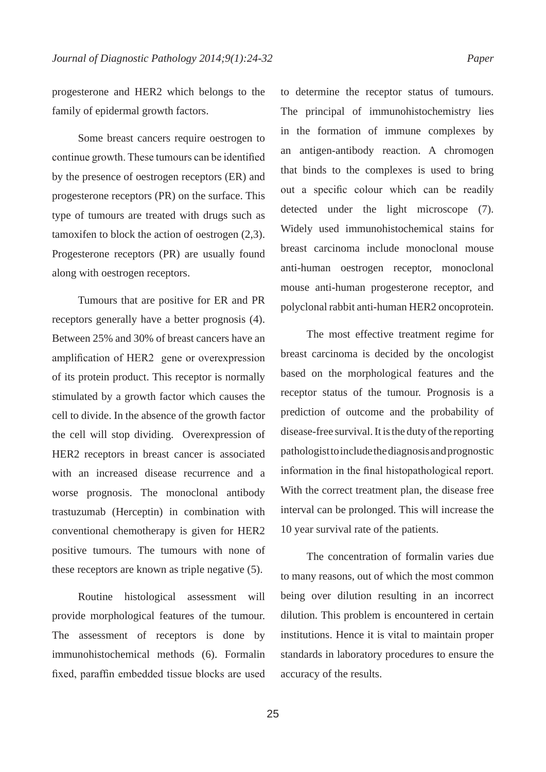progesterone and HER2 which belongs to the family of epidermal growth factors.

Some breast cancers require oestrogen to continue growth. These tumours can be identified by the presence of oestrogen receptors (ER) and progesterone receptors (PR) on the surface. This type of tumours are treated with drugs such as tamoxifen to block the action of oestrogen (2,3). Progesterone receptors (PR) are usually found along with oestrogen receptors.

Tumours that are positive for ER and PR receptors generally have a better prognosis (4). Between 25% and 30% of breast cancers have an amplification of HER2 gene or overexpression of its protein product. This receptor is normally stimulated by a growth factor which causes the cell to divide. In the absence of the growth factor the cell will stop dividing. Overexpression of HER2 receptors in breast cancer is associated with an increased disease recurrence and a worse prognosis. The monoclonal antibody trastuzumab (Herceptin) in combination with conventional chemotherapy is given for HER2 positive tumours. The tumours with none of these receptors are known as triple negative (5).

Routine histological assessment will provide morphological features of the tumour. The assessment of receptors is done by immunohistochemical methods (6). Formalin fixed, paraffin embedded tissue blocks are used to determine the receptor status of tumours. The principal of immunohistochemistry lies in the formation of immune complexes by an antigen-antibody reaction. A chromogen that binds to the complexes is used to bring out a specific colour which can be readily detected under the light microscope (7). Widely used immunohistochemical stains for breast carcinoma include monoclonal mouse anti-human oestrogen receptor, monoclonal mouse anti-human progesterone receptor, and polyclonal rabbit anti-human HER2 oncoprotein.

The most effective treatment regime for breast carcinoma is decided by the oncologist based on the morphological features and the receptor status of the tumour. Prognosis is a prediction of outcome and the probability of disease-free survival. It is the duty of the reporting pathologist to include the diagnosis and prognostic information in the final histopathological report. With the correct treatment plan, the disease free interval can be prolonged. This will increase the 10 year survival rate of the patients.

The concentration of formalin varies due to many reasons, out of which the most common being over dilution resulting in an incorrect dilution. This problem is encountered in certain institutions. Hence it is vital to maintain proper standards in laboratory procedures to ensure the accuracy of the results.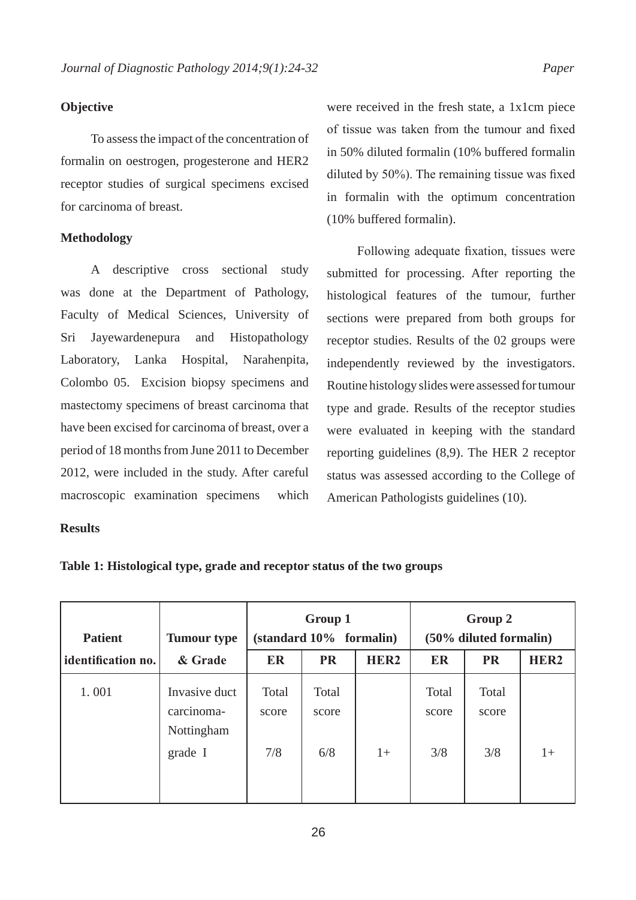## Objective

To assess the impact of the concentration of formalin on oestrogen, progesterone and HER2 receptor studies of surgical specimens excised for carcinoma of breast.

## Methodology

A descriptive cross sectional study was done at the Department of Pathology, Faculty of Medical Sciences, University of Sri Jayewardenepura and Histopathology Laboratory, Lanka Hospital, Narahenpita, Colombo 05. Excision biopsy specimens and mastectomy specimens of breast carcinoma that have been excised for carcinoma of breast, over a period of 18 months from June 2011 to December 2012, were included in the study. After careful macroscopic examination specimens which were received in the fresh state, a 1x1cm piece of tissue was taken from the tumour and fixed in 50% diluted formalin (10% buffered formalin diluted by 50%). The remaining tissue was fixed in formalin with the optimum concentration (10% buffered formalin).

Following adequate fixation, tissues were submitted for processing. After reporting the histological features of the tumour, further sections were prepared from both groups for receptor studies. Results of the 02 groups were independently reviewed by the investigators. Routine histology slides were assessed for tumour type and grade. Results of the receptor studies were evaluated in keeping with the standard reporting guidelines (8,9). The HER 2 receptor status was assessed according to the College of American Pathologists guidelines (10).

## Results

**Table 1: Histological type, grade and receptor status of the two groups**

| Patient identification no. | Tumour type & Grade | Group 1 (standard 10% formalin) | | | Group 2 (50% diluted formalin) | | |
|---|---|---|---|---|---|---|---|
| | | ER | PR | HER2 | ER | PR | HER2 |
| 1. 001 | Invasive duct carcinoma- Nottingham grade I | Total score 7/8 | Total score 6/8 | 1+ | Total score 3/8 | Total score 3/8 | 1+ |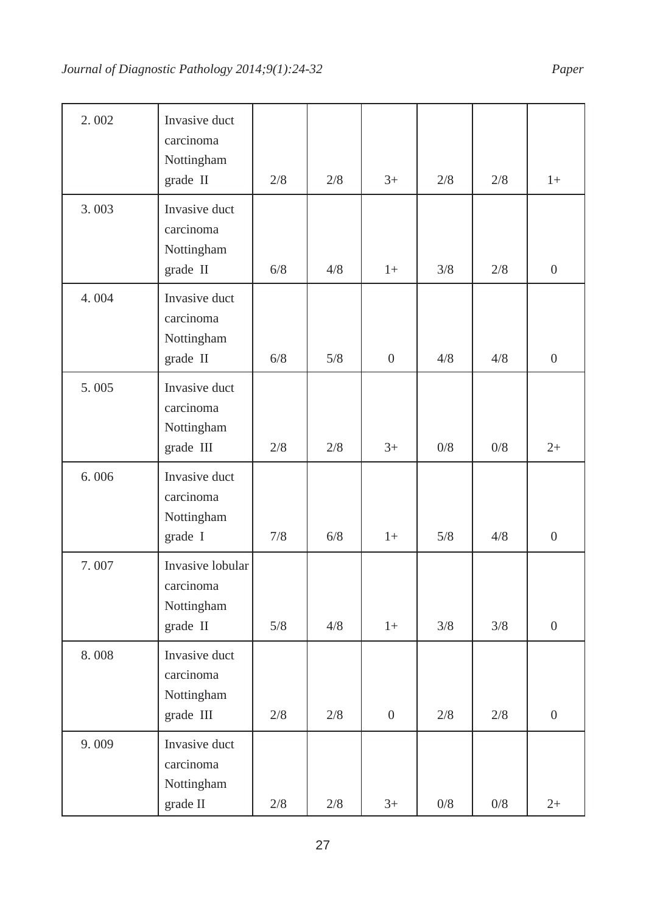| | | | | | | | |
|---|---|---|---|---|---|---|---|
| 2. 002 | Invasive duct carcinoma Nottingham grade II | 2/8 | 2/8 | 3+ | 2/8 | 2/8 | 1+ |
| 3. 003 | Invasive duct carcinoma Nottingham grade II | 6/8 | 4/8 | 1+ | 3/8 | 2/8 | 0 |
| 4. 004 | Invasive duct carcinoma Nottingham grade II | 6/8 | 5/8 | 0 | 4/8 | 4/8 | 0 |
| 5. 005 | Invasive duct carcinoma Nottingham grade III | 2/8 | 2/8 | 3+ | 0/8 | 0/8 | 2+ |
| 6. 006 | Invasive duct carcinoma Nottingham grade I | 7/8 | 6/8 | 1+ | 5/8 | 4/8 | 0 |
| 7. 007 | Invasive lobular carcinoma Nottingham grade II | 5/8 | 4/8 | 1+ | 3/8 | 3/8 | 0 |
| 8. 008 | Invasive duct carcinoma Nottingham grade III | 2/8 | 2/8 | 0 | 2/8 | 2/8 | 0 |
| 9. 009 | Invasive duct carcinoma Nottingham grade II | 2/8 | 2/8 | 3+ | 0/8 | 0/8 | 2+ |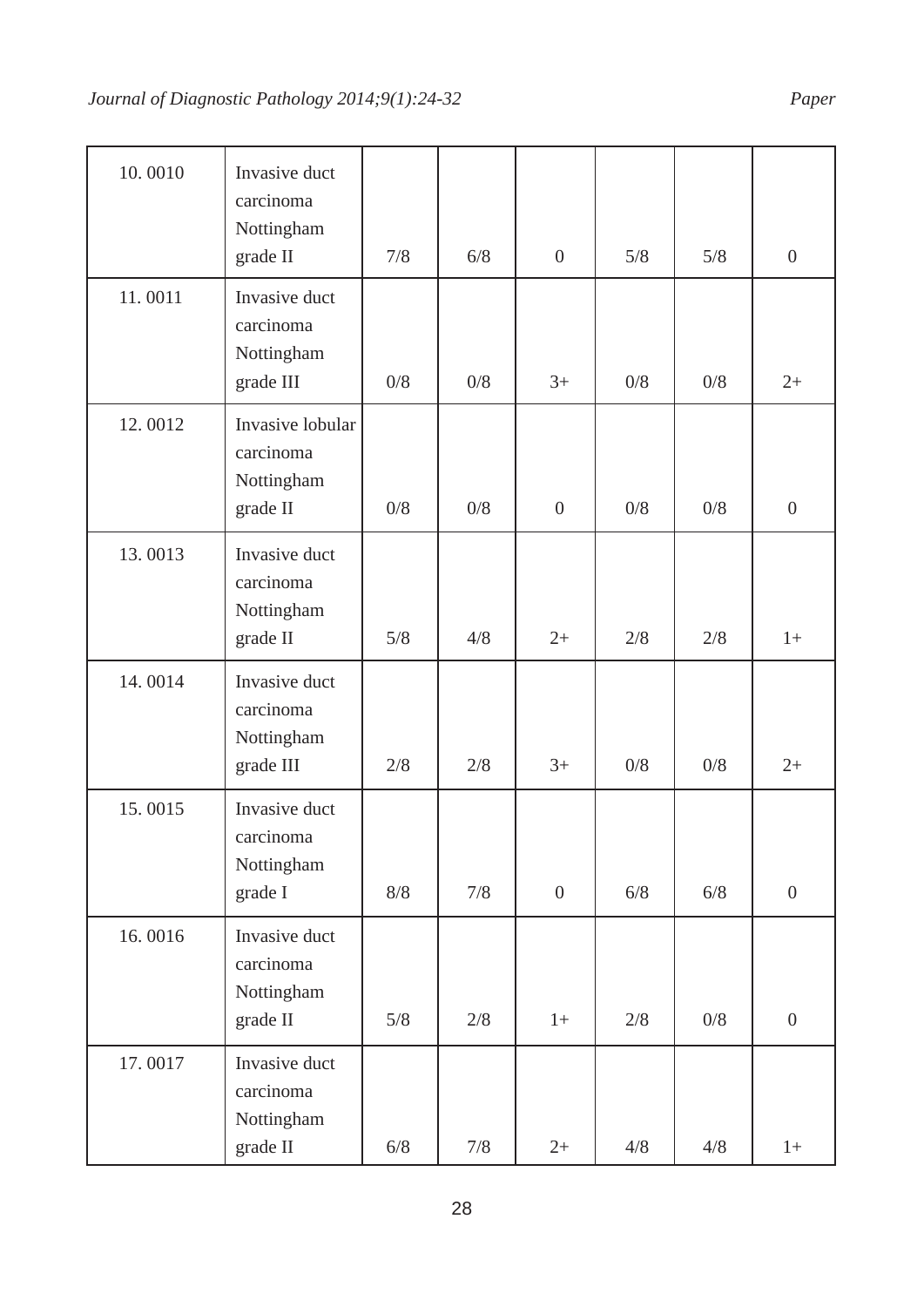| | | | | | | | |
|---|---|---|---|---|---|---|---|
| 10. 0010 | Invasive duct carcinoma Nottingham grade II | 7/8 | 6/8 | 0 | 5/8 | 5/8 | 0 |
| 11. 0011 | Invasive duct carcinoma Nottingham grade III | 0/8 | 0/8 | 3+ | 0/8 | 0/8 | 2+ |
| 12. 0012 | Invasive lobular carcinoma Nottingham grade II | 0/8 | 0/8 | 0 | 0/8 | 0/8 | 0 |
| 13. 0013 | Invasive duct carcinoma Nottingham grade II | 5/8 | 4/8 | 2+ | 2/8 | 2/8 | 1+ |
| 14. 0014 | Invasive duct carcinoma Nottingham grade III | 2/8 | 2/8 | 3+ | 0/8 | 0/8 | 2+ |
| 15. 0015 | Invasive duct carcinoma Nottingham grade I | 8/8 | 7/8 | 0 | 6/8 | 6/8 | 0 |
| 16. 0016 | Invasive duct carcinoma Nottingham grade II | 5/8 | 2/8 | 1+ | 2/8 | 0/8 | 0 |
| 17. 0017 | Invasive duct carcinoma Nottingham grade II | 6/8 | 7/8 | 2+ | 4/8 | 4/8 | 1+ |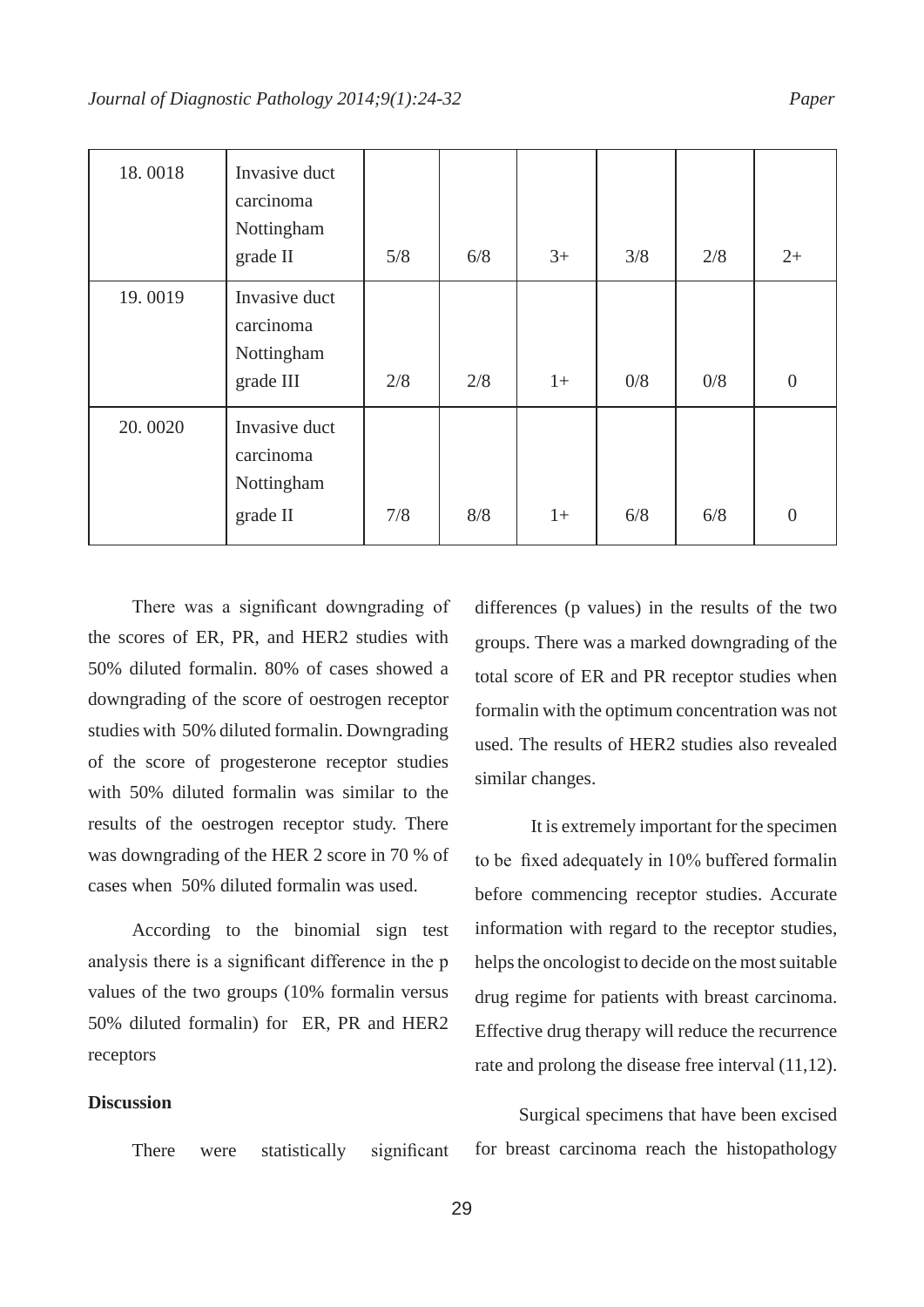| 18. 0018 | Invasive duct carcinoma Nottingham grade II | 5/8 | 6/8 | 3+ | 3/8 | 2/8 | 2+ |
|---|---|---|---|---|---|---|---|
| 19. 0019 | Invasive duct carcinoma Nottingham grade III | 2/8 | 2/8 | 1+ | 0/8 | 0/8 | 0 |
| 20. 0020 | Invasive duct carcinoma Nottingham grade II | 7/8 | 8/8 | 1+ | 6/8 | 6/8 | 0 |

There was a significant downgrading of the scores of ER, PR, and HER2 studies with 50% diluted formalin. 80% of cases showed a downgrading of the score of oestrogen receptor studies with 50% diluted formalin. Downgrading of the score of progesterone receptor studies with 50% diluted formalin was similar to the results of the oestrogen receptor study. There was downgrading of the HER 2 score in 70 % of cases when 50% diluted formalin was used.

According to the binomial sign test analysis there is a significant difference in the p values of the two groups (10% formalin versus 50% diluted formalin) for ER, PR and HER2 receptors

**Discussion**

There were statistically significant differences (p values) in the results of the two groups. There was a marked downgrading of the total score of ER and PR receptor studies when formalin with the optimum concentration was not used. The results of HER2 studies also revealed similar changes.

It is extremely important for the specimen to be fixed adequately in 10% buffered formalin before commencing receptor studies. Accurate information with regard to the receptor studies, helps the oncologist to decide on the most suitable drug regime for patients with breast carcinoma. Effective drug therapy will reduce the recurrence rate and prolong the disease free interval (11,12).

Surgical specimens that have been excised for breast carcinoma reach the histopathology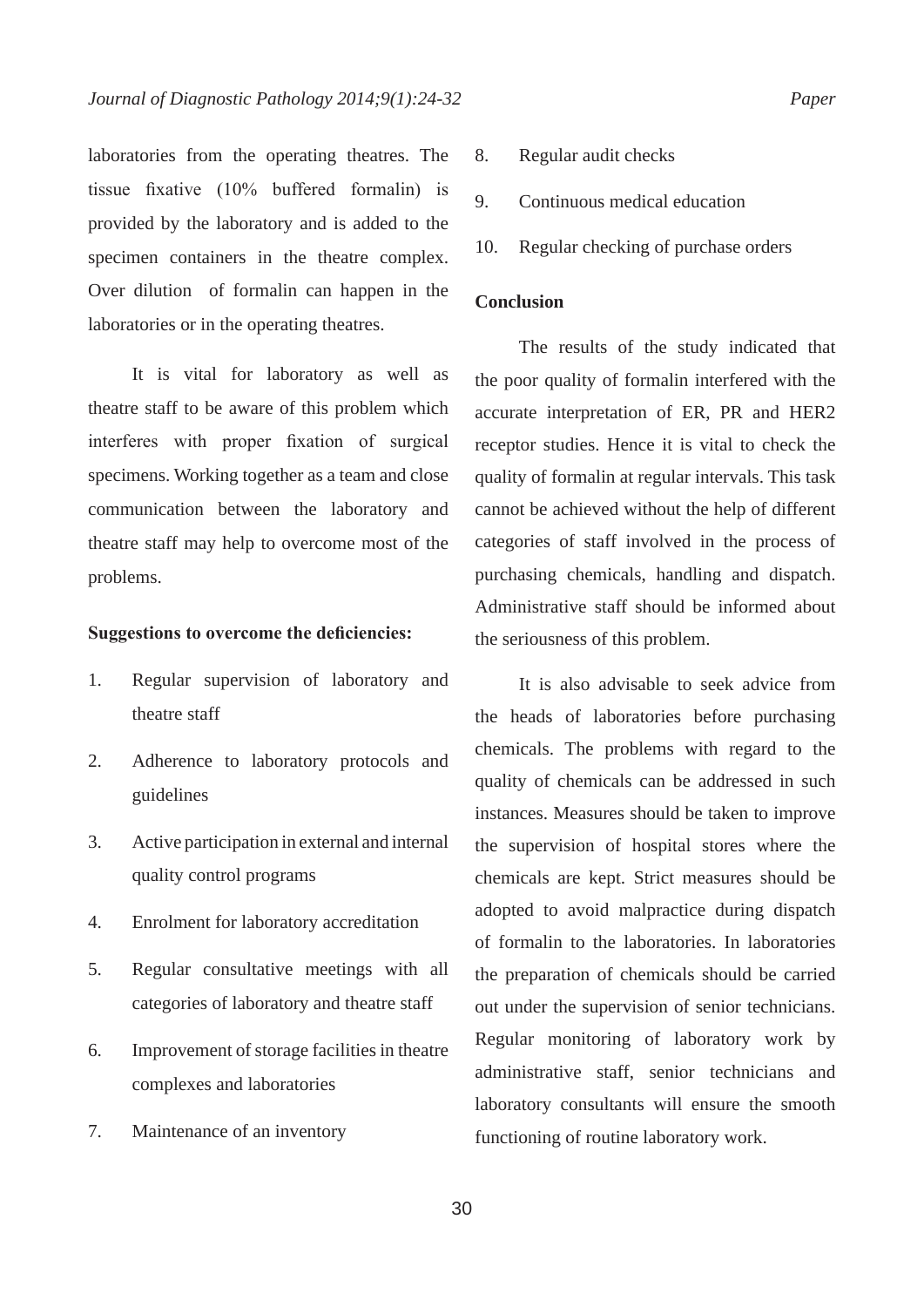laboratories from the operating theatres. The tissue fixative (10% buffered formalin) is provided by the laboratory and is added to the specimen containers in the theatre complex. Over dilution of formalin can happen in the laboratories or in the operating theatres.

It is vital for laboratory as well as theatre staff to be aware of this problem which interferes with proper fixation of surgical specimens. Working together as a team and close communication between the laboratory and theatre staff may help to overcome most of the problems.

**Suggestions to overcome the deficiencies:**

1. Regular supervision of laboratory and theatre staff
2. Adherence to laboratory protocols and guidelines
3. Active participation in external and internal quality control programs
4. Enrolment for laboratory accreditation
5. Regular consultative meetings with all categories of laboratory and theatre staff
6. Improvement of storage facilities in theatre complexes and laboratories
7. Maintenance of an inventory
8. Regular audit checks
9. Continuous medical education
10. Regular checking of purchase orders

**Conclusion**

The results of the study indicated that the poor quality of formalin interfered with the accurate interpretation of ER, PR and HER2 receptor studies. Hence it is vital to check the quality of formalin at regular intervals. This task cannot be achieved without the help of different categories of staff involved in the process of purchasing chemicals, handling and dispatch. Administrative staff should be informed about the seriousness of this problem.

It is also advisable to seek advice from the heads of laboratories before purchasing chemicals. The problems with regard to the quality of chemicals can be addressed in such instances. Measures should be taken to improve the supervision of hospital stores where the chemicals are kept. Strict measures should be adopted to avoid malpractice during dispatch of formalin to the laboratories. In laboratories the preparation of chemicals should be carried out under the supervision of senior technicians. Regular monitoring of laboratory work by administrative staff, senior technicians and laboratory consultants will ensure the smooth functioning of routine laboratory work.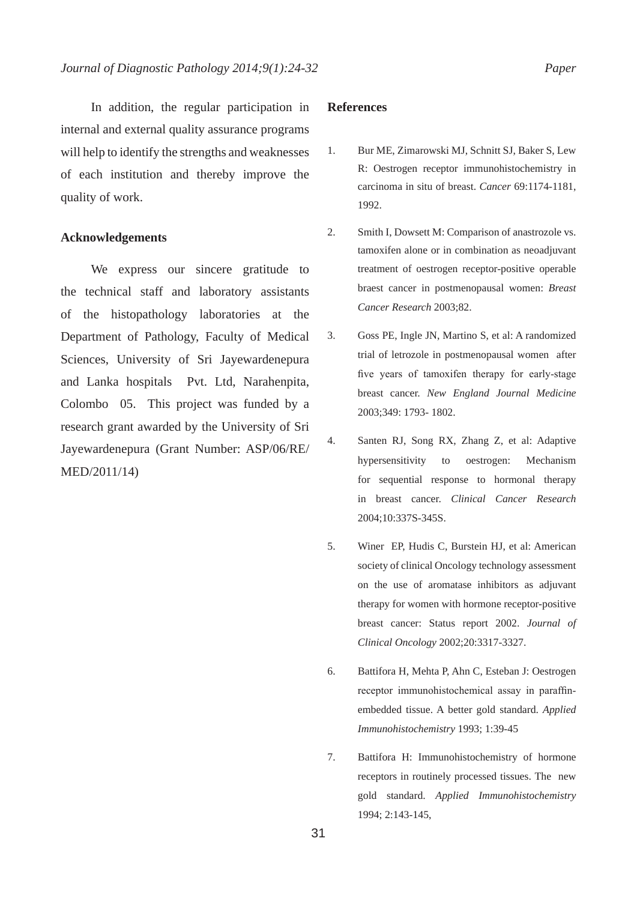In addition, the regular participation in internal and external quality assurance programs will help to identify the strengths and weaknesses of each institution and thereby improve the quality of work.

## Acknowledgements

We express our sincere gratitude to the technical staff and laboratory assistants of the histopathology laboratories at the Department of Pathology, Faculty of Medical Sciences, University of Sri Jayewardenepura and Lanka hospitals Pvt. Ltd, Narahenpita, Colombo 05. This project was funded by a research grant awarded by the University of Sri Jayewardenepura (Grant Number: ASP/06/RE/MED/2011/14)

## References

1. Bur ME, Zimarowski MJ, Schnitt SJ, Baker S, Lew R: Oestrogen receptor immunohistochemistry in carcinoma in situ of breast. *Cancer* 69:1174-1181, 1992.

2. Smith I, Dowsett M: Comparison of anastrozole vs. tamoxifen alone or in combination as neoadjuvant treatment of oestrogen receptor-positive operable braest cancer in postmenopausal women: *Breast Cancer Research* 2003;82.

3. Goss PE, Ingle JN, Martino S, et al: A randomized trial of letrozole in postmenopausal women after five years of tamoxifen therapy for early-stage breast cancer. *New England Journal Medicine* 2003;349: 1793- 1802.

4. Santen RJ, Song RX, Zhang Z, et al: Adaptive hypersensitivity to oestrogen: Mechanism for sequential response to hormonal therapy in breast cancer. *Clinical Cancer Research* 2004;10:337S-345S.

5. Winer EP, Hudis C, Burstein HJ, et al: American society of clinical Oncology technology assessment on the use of aromatase inhibitors as adjuvant therapy for women with hormone receptor-positive breast cancer: Status report 2002. *Journal of Clinical Oncology* 2002;20:3317-3327.

6. Battifora H, Mehta P, Ahn C, Esteban J: Oestrogen receptor immunohistochemical assay in paraffin-embedded tissue. A better gold standard. *Applied Immunohistochemistry* 1993; 1:39-45

7. Battifora H: Immunohistochemistry of hormone receptors in routinely processed tissues. The new gold standard. *Applied Immunohistochemistry* 1994; 2:143-145,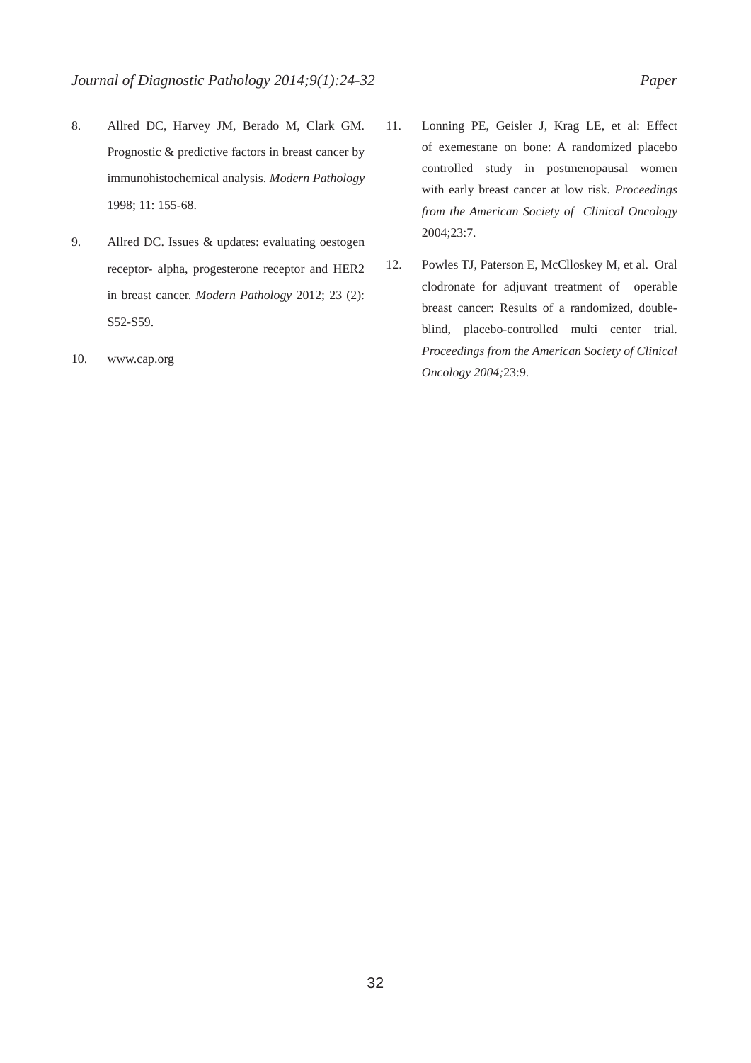8. Allred DC, Harvey JM, Berado M, Clark GM. Prognostic & predictive factors in breast cancer by immunohistochemical analysis. *Modern Pathology* 1998; 11: 155-68.

9. Allred DC. Issues & updates: evaluating oestogen receptor- alpha, progesterone receptor and HER2 in breast cancer. *Modern Pathology* 2012; 23 (2): S52-S59.

10. www.cap.org

11. Lonning PE, Geisler J, Krag LE, et al: Effect of exemestane on bone: A randomized placebo controlled study in postmenopausal women with early breast cancer at low risk. *Proceedings from the American Society of Clinical Oncology* 2004;23:7.

12. Powles TJ, Paterson E, McClloskey M, et al. Oral clodronate for adjuvant treatment of operable breast cancer: Results of a randomized, double-blind, placebo-controlled multi center trial. *Proceedings from the American Society of Clinical Oncology 2004;*23:9.